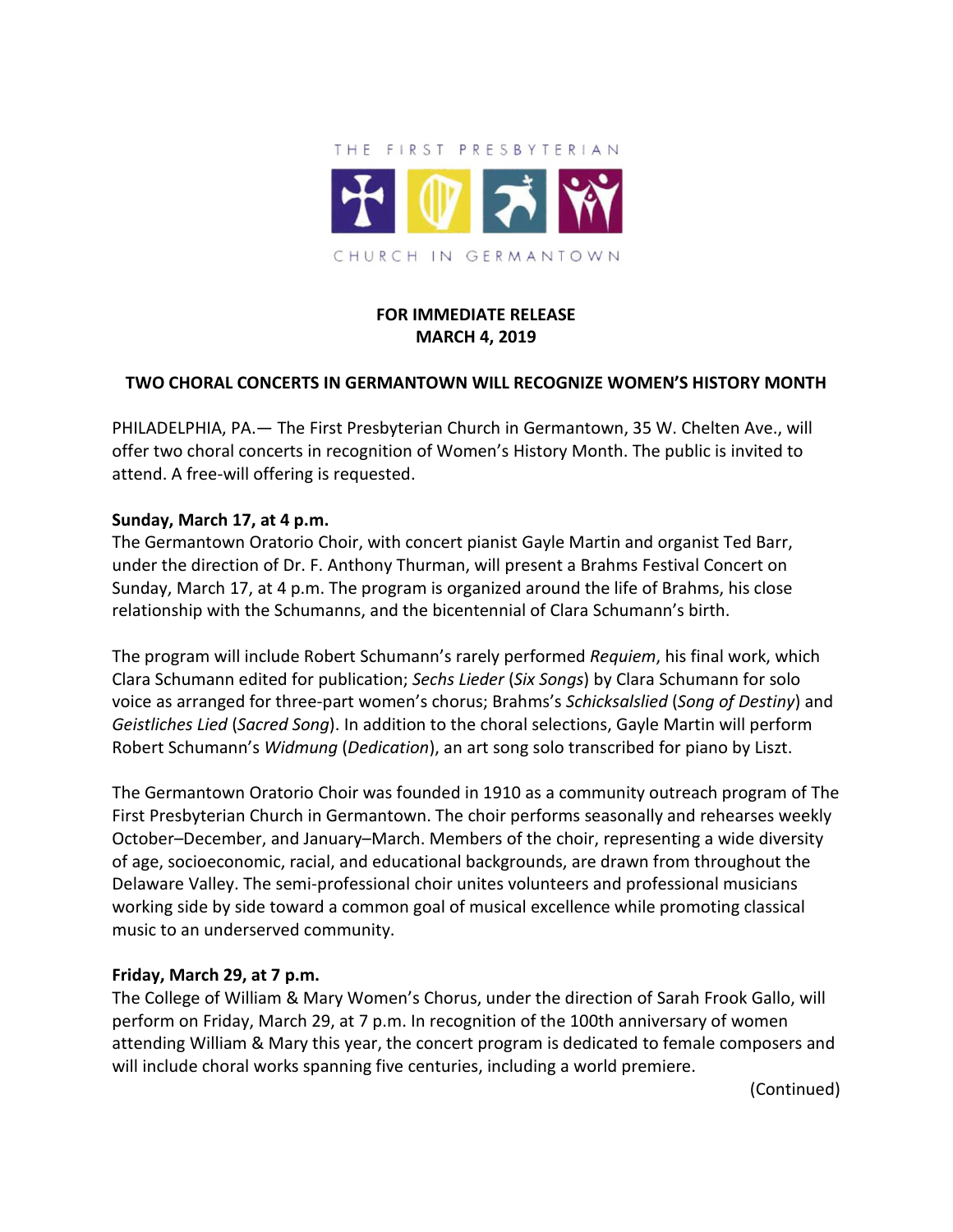THE FIRST PRESBYTERIAN

CHURCH IN GERMANTOWN

**FOR IMMEDIATE RELEASE**
**MARCH 4, 2019**

## TWO CHORAL CONCERTS IN GERMANTOWN WILL RECOGNIZE WOMEN'S HISTORY MONTH

PHILADELPHIA, PA.— The First Presbyterian Church in Germantown, 35 W. Chelten Ave., will offer two choral concerts in recognition of Women's History Month. The public is invited to attend. A free-will offering is requested.

**Sunday, March 17, at 4 p.m.**
The Germantown Oratorio Choir, with concert pianist Gayle Martin and organist Ted Barr, under the direction of Dr. F. Anthony Thurman, will present a Brahms Festival Concert on Sunday, March 17, at 4 p.m. The program is organized around the life of Brahms, his close relationship with the Schumanns, and the bicentennial of Clara Schumann's birth.

The program will include Robert Schumann's rarely performed *Requiem*, his final work, which Clara Schumann edited for publication; *Sechs Lieder* (*Six Songs*) by Clara Schumann for solo voice as arranged for three-part women's chorus; Brahms's *Schicksalslied* (*Song of Destiny*) and *Geistliches Lied* (*Sacred Song*). In addition to the choral selections, Gayle Martin will perform Robert Schumann's *Widmung* (*Dedication*), an art song solo transcribed for piano by Liszt.

The Germantown Oratorio Choir was founded in 1910 as a community outreach program of The First Presbyterian Church in Germantown. The choir performs seasonally and rehearses weekly October–December, and January–March. Members of the choir, representing a wide diversity of age, socioeconomic, racial, and educational backgrounds, are drawn from throughout the Delaware Valley. The semi-professional choir unites volunteers and professional musicians working side by side toward a common goal of musical excellence while promoting classical music to an underserved community.

**Friday, March 29, at 7 p.m.**
The College of William & Mary Women's Chorus, under the direction of Sarah Frook Gallo, will perform on Friday, March 29, at 7 p.m. In recognition of the 100th anniversary of women attending William & Mary this year, the concert program is dedicated to female composers and will include choral works spanning five centuries, including a world premiere.

(Continued)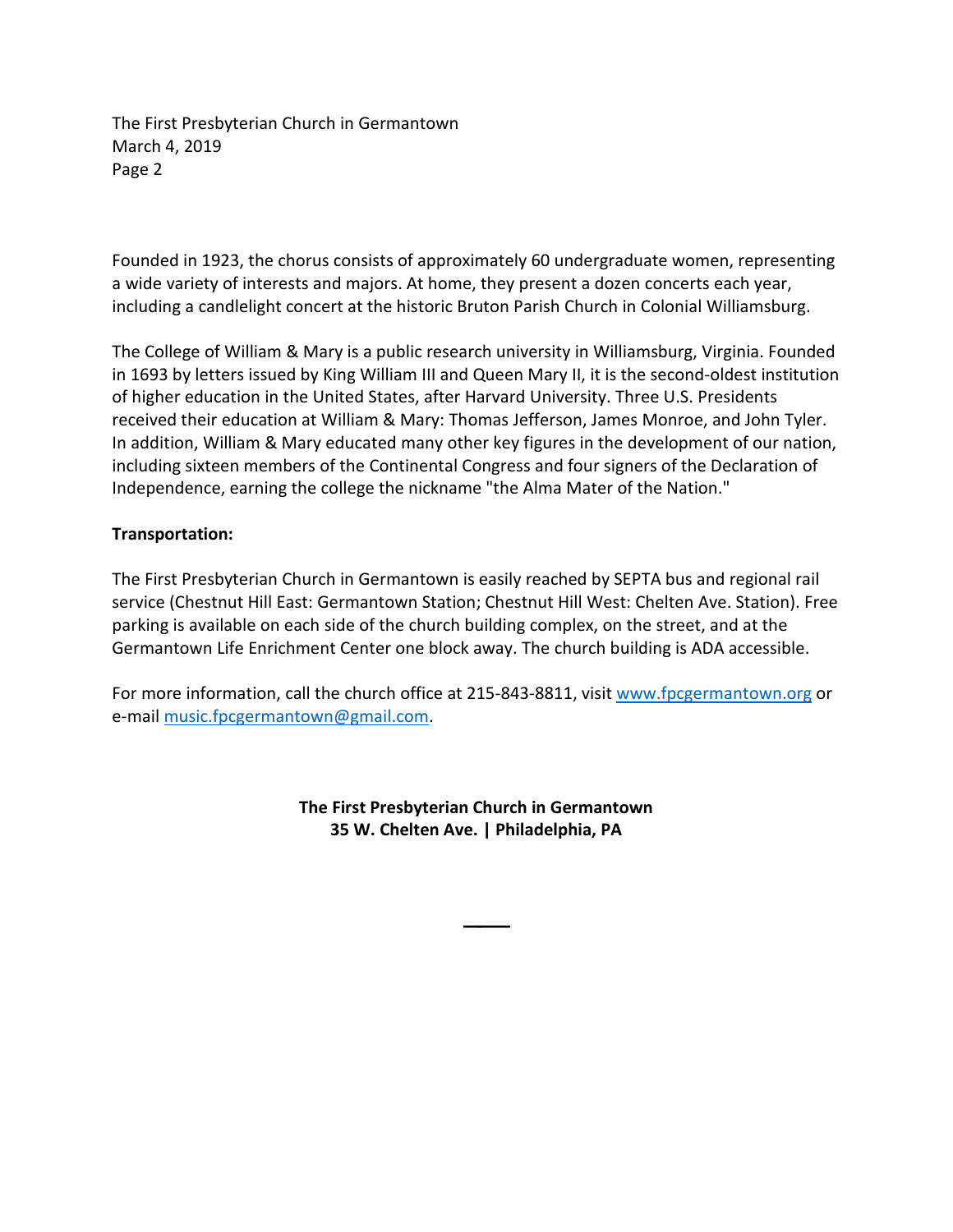Founded in 1923, the chorus consists of approximately 60 undergraduate women, representing a wide variety of interests and majors. At home, they present a dozen concerts each year, including a candlelight concert at the historic Bruton Parish Church in Colonial Williamsburg.

The College of William & Mary is a public research university in Williamsburg, Virginia. Founded in 1693 by letters issued by King William III and Queen Mary II, it is the second-oldest institution of higher education in the United States, after Harvard University. Three U.S. Presidents received their education at William & Mary: Thomas Jefferson, James Monroe, and John Tyler. In addition, William & Mary educated many other key figures in the development of our nation, including sixteen members of the Continental Congress and four signers of the Declaration of Independence, earning the college the nickname "the Alma Mater of the Nation."

**Transportation:**

The First Presbyterian Church in Germantown is easily reached by SEPTA bus and regional rail service (Chestnut Hill East: Germantown Station; Chestnut Hill West: Chelten Ave. Station). Free parking is available on each side of the church building complex, on the street, and at the Germantown Life Enrichment Center one block away. The church building is ADA accessible.

For more information, call the church office at 215-843-8811, visit [www.fpcgermantown.org](http://www.fpcgermantown.org) or e-mail [music.fpcgermantown@gmail.com](mailto:music.fpcgermantown@gmail.com).

**The First Presbyterian Church in Germantown**
**35 W. Chelten Ave. | Philadelphia, PA**

\_\_\_\_